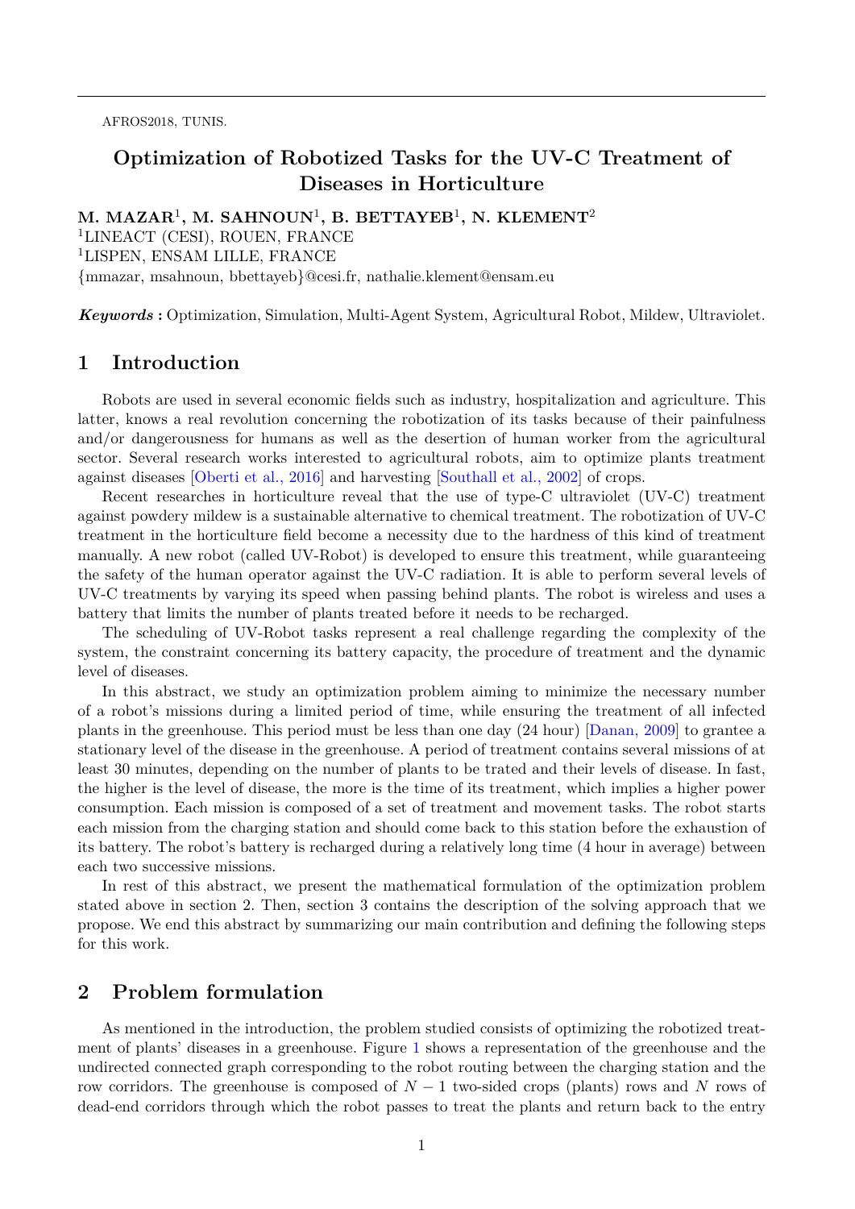AFROS2018, TUNIS.

# Optimization of Robotized Tasks for the UV-C Treatment of Diseases in Horticulture

**M. MAZAR[1], M. SAHNOUN[1], B. BETTAYEB[1], N. KLEMENT[2]**
[1]LINEACT (CESI), ROUEN, FRANCE
[1]LISPEN, ENSAM LILLE, FRANCE
{mmazar, msahnoun, bbettayeb}@cesi.fr, nathalie.klement@ensam.eu

***Keywords* :** Optimization, Simulation, Multi-Agent System, Agricultural Robot, Mildew, Ultraviolet.

## 1 Introduction

Robots are used in several economic fields such as industry, hospitalization and agriculture. This latter, knows a real revolution concerning the robotization of its tasks because of their painfulness and/or dangerousness for humans as well as the desertion of human worker from the agricultural sector. Several research works interested to agricultural robots, aim to optimize plants treatment against diseases [Oberti et al., 2016] and harvesting [Southall et al., 2002] of crops.

Recent researches in horticulture reveal that the use of type-C ultraviolet (UV-C) treatment against powdery mildew is a sustainable alternative to chemical treatment. The robotization of UV-C treatment in the horticulture field become a necessity due to the hardness of this kind of treatment manually. A new robot (called UV-Robot) is developed to ensure this treatment, while guaranteeing the safety of the human operator against the UV-C radiation. It is able to perform several levels of UV-C treatments by varying its speed when passing behind plants. The robot is wireless and uses a battery that limits the number of plants treated before it needs to be recharged.

The scheduling of UV-Robot tasks represent a real challenge regarding the complexity of the system, the constraint concerning its battery capacity, the procedure of treatment and the dynamic level of diseases.

In this abstract, we study an optimization problem aiming to minimize the necessary number of a robot's missions during a limited period of time, while ensuring the treatment of all infected plants in the greenhouse. This period must be less than one day (24 hour) [Danan, 2009] to grantee a stationary level of the disease in the greenhouse. A period of treatment contains several missions of at least 30 minutes, depending on the number of plants to be trated and their levels of disease. In fast, the higher is the level of disease, the more is the time of its treatment, which implies a higher power consumption. Each mission is composed of a set of treatment and movement tasks. The robot starts each mission from the charging station and should come back to this station before the exhaustion of its battery. The robot's battery is recharged during a relatively long time (4 hour in average) between each two successive missions.

In rest of this abstract, we present the mathematical formulation of the optimization problem stated above in section 2. Then, section 3 contains the description of the solving approach that we propose. We end this abstract by summarizing our main contribution and defining the following steps for this work.

## 2 Problem formulation

As mentioned in the introduction, the problem studied consists of optimizing the robotized treatment of plants' diseases in a greenhouse. Figure 1 shows a representation of the greenhouse and the undirected connected graph corresponding to the robot routing between the charging station and the row corridors. The greenhouse is composed of $N-1$ two-sided crops (plants) rows and $N$ rows of dead-end corridors through which the robot passes to treat the plants and return back to the entry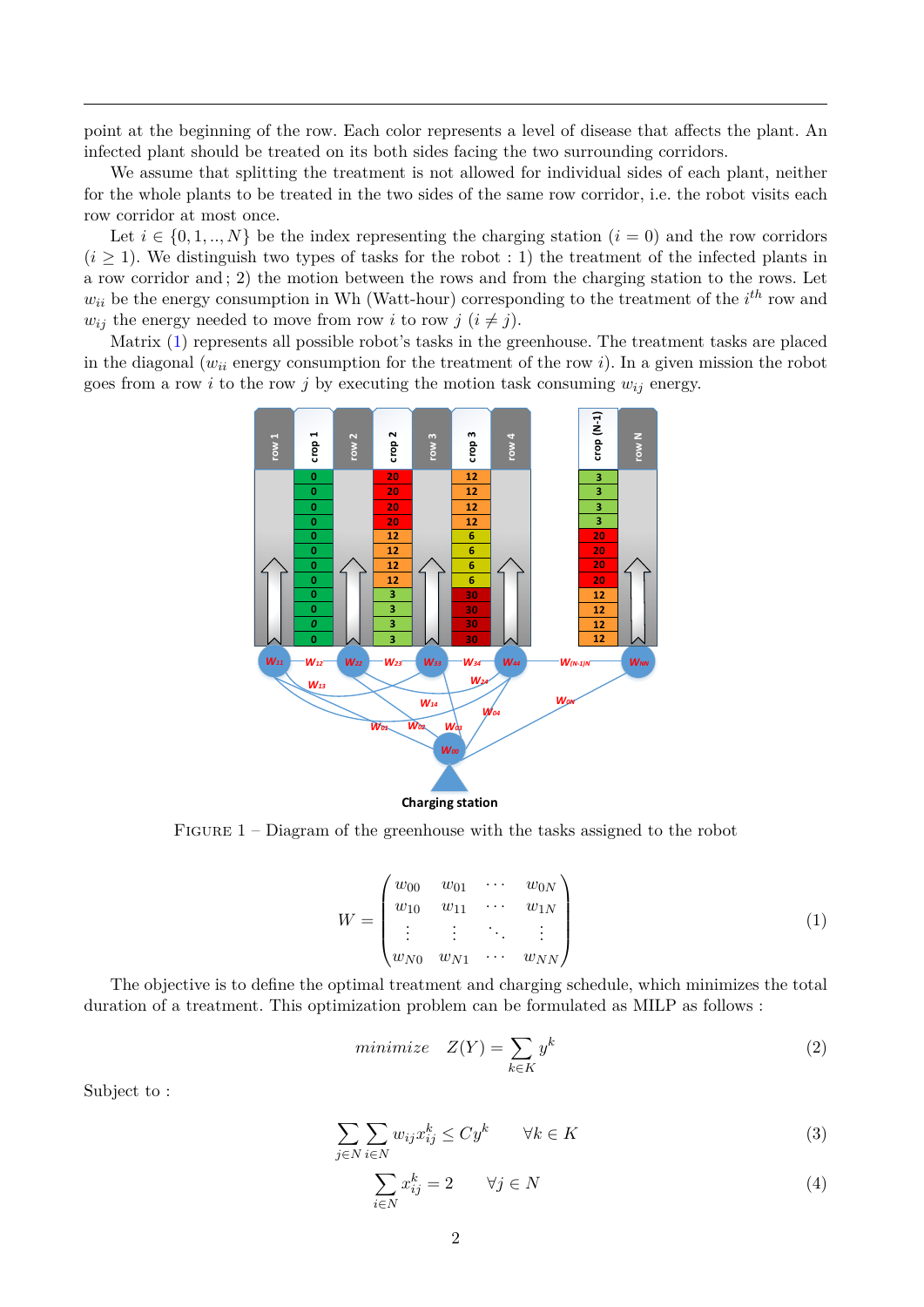point at the beginning of the row. Each color represents a level of disease that affects the plant. An infected plant should be treated on its both sides facing the two surrounding corridors.

We assume that splitting the treatment is not allowed for individual sides of each plant, neither for the whole plants to be treated in the two sides of the same row corridor, i.e. the robot visits each row corridor at most once.

Let $i \in \{0, 1, .., N\}$ be the index representing the charging station ($i = 0$) and the row corridors ($i \geq 1$). We distinguish two types of tasks for the robot : 1) the treatment of the infected plants in a row corridor and ; 2) the motion between the rows and from the charging station to the rows. Let $w_{ii}$ be the energy consumption in Wh (Watt-hour) corresponding to the treatment of the $i^{th}$ row and $w_{ij}$ the energy needed to move from row $i$ to row $j$ ($i \neq j$).

Matrix (1) represents all possible robot's tasks in the greenhouse. The treatment tasks are placed in the diagonal ($w_{ii}$ energy consumption for the treatment of the row $i$). In a given mission the robot goes from a row $i$ to the row $j$ by executing the motion task consuming $w_{ij}$ energy.

FIGURE 1 – Diagram of the greenhouse with the tasks assigned to the robot

$$W = \begin{pmatrix} w_{00} & w_{01} & \cdots & w_{0N} \\ w_{10} & w_{11} & \cdots & w_{1N} \\ \vdots & \vdots & \ddots & \vdots \\ w_{N0} & w_{N1} & \cdots & w_{NN} \end{pmatrix} \tag{1}$$

The objective is to define the optimal treatment and charging schedule, which minimizes the total duration of a treatment. This optimization problem can be formulated as MILP as follows :

$$minimize \quad Z(Y) = \sum_{k \in K} y^k \tag{2}$$

Subject to :

$$\sum_{j \in N} \sum_{i \in N} w_{ij} x_{ij}^k \leq C y^k \qquad \forall k \in K \tag{3}$$

$$\sum_{i \in N} x_{ij}^k = 2 \qquad \forall j \in N \tag{4}$$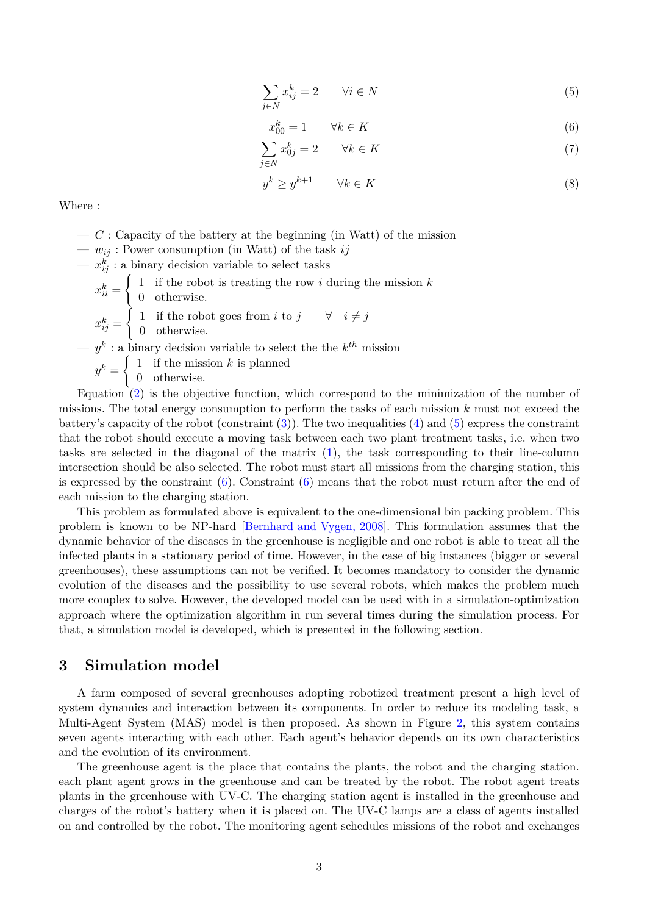$$\sum_{j \in N} x_{ij}^k = 2 \qquad \forall i \in N \tag{5}$$

$$x_{00}^k = 1 \qquad \forall k \in K \tag{6}$$

$$\sum_{j \in N} x_{0j}^k = 2 \qquad \forall k \in K \tag{7}$$

$$y^k \geq y^{k+1} \qquad \forall k \in K \tag{8}$$

Where :

- $C$ : Capacity of the battery at the beginning (in Watt) of the mission
- $w_{ij}$ : Power consumption (in Watt) of the task $ij$
- $x_{ij}^k$ : a binary decision variable to select tasks

  $x_{ii}^k = \begin{cases} 1 & \text{if the robot is treating the row } i \text{ during the mission } k \\ 0 & \text{otherwise.} \end{cases}$

  $x_{ij}^k = \begin{cases} 1 & \text{if the robot goes from } i \text{ to } j \quad \forall \quad i \neq j \\ 0 & \text{otherwise.} \end{cases}$
- $y^k$ : a binary decision variable to select the the $k^{th}$ mission

  $y^k = \begin{cases} 1 & \text{if the mission } k \text{ is planned} \\ 0 & \text{otherwise.} \end{cases}$

Equation (2) is the objective function, which correspond to the minimization of the number of missions. The total energy consumption to perform the tasks of each mission $k$ must not exceed the battery's capacity of the robot (constraint (3)). The two inequalities (4) and (5) express the constraint that the robot should execute a moving task between each two plant treatment tasks, i.e. when two tasks are selected in the diagonal of the matrix (1), the task corresponding to their line-column intersection should be also selected. The robot must start all missions from the charging station, this is expressed by the constraint (6). Constraint (6) means that the robot must return after the end of each mission to the charging station.

This problem as formulated above is equivalent to the one-dimensional bin packing problem. This problem is known to be NP-hard [Bernhard and Vygen, 2008]. This formulation assumes that the dynamic behavior of the diseases in the greenhouse is negligible and one robot is able to treat all the infected plants in a stationary period of time. However, in the case of big instances (bigger or several greenhouses), these assumptions can not be verified. It becomes mandatory to consider the dynamic evolution of the diseases and the possibility to use several robots, which makes the problem much more complex to solve. However, the developed model can be used with in a simulation-optimization approach where the optimization algorithm in run several times during the simulation process. For that, a simulation model is developed, which is presented in the following section.

## 3 Simulation model

A farm composed of several greenhouses adopting robotized treatment present a high level of system dynamics and interaction between its components. In order to reduce its modeling task, a Multi-Agent System (MAS) model is then proposed. As shown in Figure 2, this system contains seven agents interacting with each other. Each agent's behavior depends on its own characteristics and the evolution of its environment.

The greenhouse agent is the place that contains the plants, the robot and the charging station. each plant agent grows in the greenhouse and can be treated by the robot. The robot agent treats plants in the greenhouse with UV-C. The charging station agent is installed in the greenhouse and charges of the robot's battery when it is placed on. The UV-C lamps are a class of agents installed on and controlled by the robot. The monitoring agent schedules missions of the robot and exchanges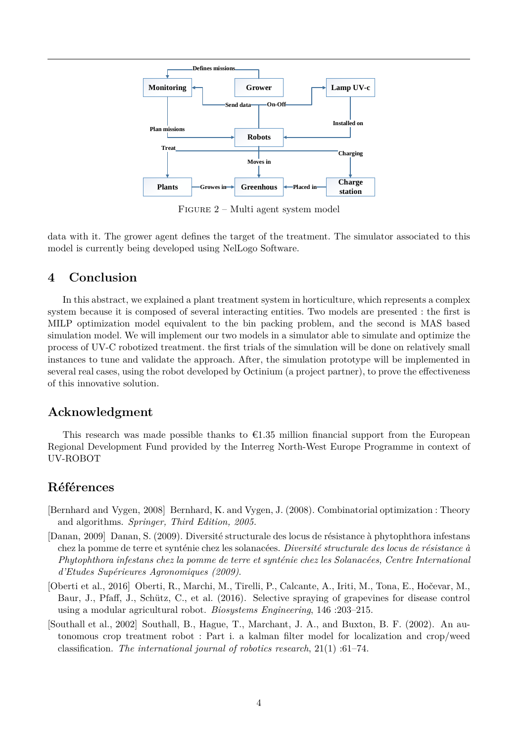Defines missions

Monitoring

Grower

Lamp UV-c

Send data

On-Off

Installed on

Plan missions

Robots

Treat

Charging

Moves in

Plants

Growes in

Greenhous

Placed in

Charge station

Figure 2 – Multi agent system model

data with it. The grower agent defines the target of the treatment. The simulator associated to this model is currently being developed using NelLogo Software.

## 4 Conclusion

In this abstract, we explained a plant treatment system in horticulture, which represents a complex system because it is composed of several interacting entities. Two models are presented : the first is MILP optimization model equivalent to the bin packing problem, and the second is MAS based simulation model. We will implement our two models in a simulator able to simulate and optimize the process of UV-C robotized treatment. the first trials of the simulation will be done on relatively small instances to tune and validate the approach. After, the simulation prototype will be implemented in several real cases, using the robot developed by Octinium (a project partner), to prove the effectiveness of this innovative solution.

## Acknowledgment

This research was made possible thanks to €1.35 million financial support from the European Regional Development Fund provided by the Interreg North-West Europe Programme in context of UV-ROBOT

## Références

[Bernhard and Vygen, 2008] Bernhard, K. and Vygen, J. (2008). Combinatorial optimization : Theory and algorithms. *Springer, Third Edition, 2005.*

[Danan, 2009] Danan, S. (2009). Diversité structurale des locus de résistance à phytophthora infestans chez la pomme de terre et synténie chez les solanacées. *Diversité structurale des locus de résistance à Phytophthora infestans chez la pomme de terre et synténie chez les Solanacées, Centre International d'Etudes Supérieures Agronomiques (2009).*

[Oberti et al., 2016] Oberti, R., Marchi, M., Tirelli, P., Calcante, A., Iriti, M., Tona, E., Hočevar, M., Baur, J., Pfaff, J., Schütz, C., et al. (2016). Selective spraying of grapevines for disease control using a modular agricultural robot. *Biosystems Engineering*, 146 :203–215.

[Southall et al., 2002] Southall, B., Hague, T., Marchant, J. A., and Buxton, B. F. (2002). An autonomous crop treatment robot : Part i. a kalman filter model for localization and crop/weed classification. *The international journal of robotics research*, 21(1) :61–74.